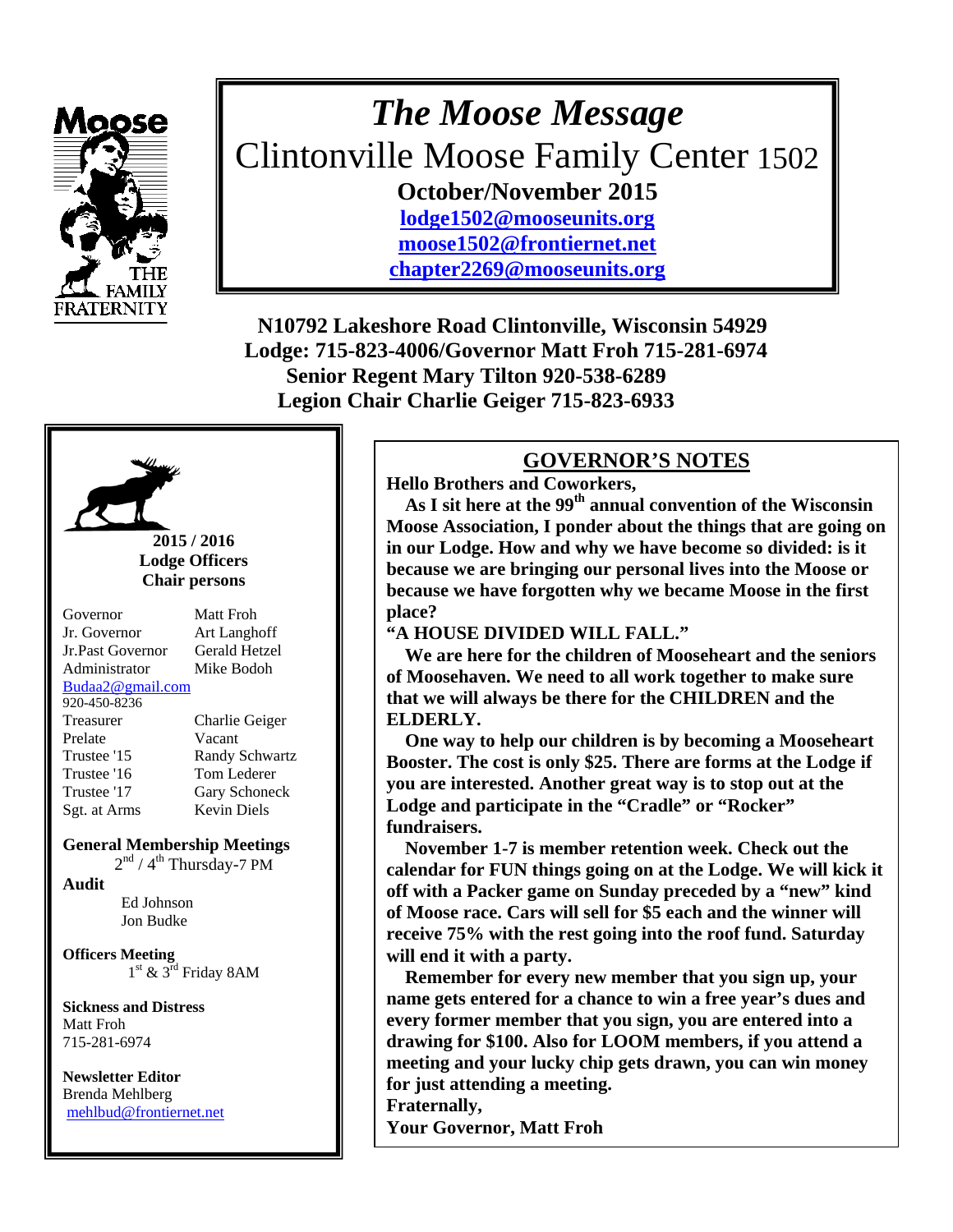# *The Moose Message*

## Clintonville Moose Family Center 1502

**October/November 2015**

**lodge1502@mooseunits.org**
**moose1502@frontiernet.net**
**chapter2269@mooseunits.org**

**N10792 Lakeshore Road Clintonville, Wisconsin 54929**
**Lodge: 715-823-4006/Governor Matt Froh 715-281-6974**
**Senior Regent Mary Tilton 920-538-6289**
**Legion Chair Charlie Geiger 715-823-6933**

**2015 / 2016**
**Lodge Officers**
**Chair persons**

| | |
|---|---|
| Governor | Matt Froh |
| Jr. Governor | Art Langhoff |
| Jr.Past Governor | Gerald Hetzel |
| Administrator | Mike Bodoh |

Budaa2@gmail.com
920-450-8236

| | |
|---|---|
| Treasurer | Charlie Geiger |
| Prelate | Vacant |
| Trustee '15 | Randy Schwartz |
| Trustee '16 | Tom Lederer |
| Trustee '17 | Gary Schoneck |
| Sgt. at Arms | Kevin Diels |

**General Membership Meetings**
2nd / 4th Thursday-7 PM

**Audit**
Ed Johnson
Jon Budke

**Officers Meeting**
1st & 3rd Friday 8AM

**Sickness and Distress**
Matt Froh
715-281-6974

**Newsletter Editor**
Brenda Mehlberg
mehlbud@frontiernet.net

## GOVERNOR'S NOTES

**Hello Brothers and Coworkers,**

**As I sit here at the 99th annual convention of the Wisconsin Moose Association, I ponder about the things that are going on in our Lodge. How and why we have become so divided: is it because we are bringing our personal lives into the Moose or because we have forgotten why we became Moose in the first place?**

**"A HOUSE DIVIDED WILL FALL."**

**We are here for the children of Mooseheart and the seniors of Moosehaven. We need to all work together to make sure that we will always be there for the CHILDREN and the ELDERLY.**

**One way to help our children is by becoming a Mooseheart Booster. The cost is only $25. There are forms at the Lodge if you are interested. Another great way is to stop out at the Lodge and participate in the "Cradle" or "Rocker" fundraisers.**

**November 1-7 is member retention week. Check out the calendar for FUN things going on at the Lodge. We will kick it off with a Packer game on Sunday preceded by a "new" kind of Moose race. Cars will sell for $5 each and the winner will receive 75% with the rest going into the roof fund. Saturday will end it with a party.**

**Remember for every new member that you sign up, your name gets entered for a chance to win a free year's dues and every former member that you sign, you are entered into a drawing for $100. Also for LOOM members, if you attend a meeting and your lucky chip gets drawn, you can win money for just attending a meeting.**

**Fraternally,**
**Your Governor, Matt Froh**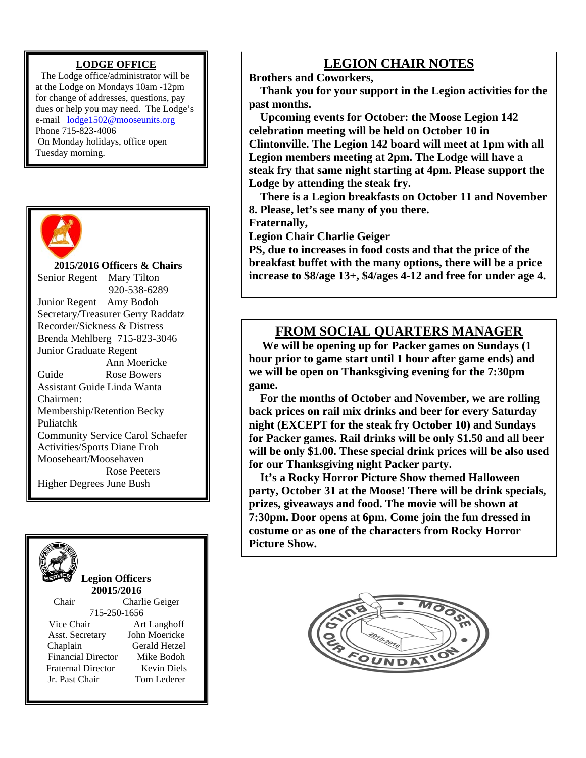## LODGE OFFICE

The Lodge office/administrator will be at the Lodge on Mondays 10am -12pm for change of addresses, questions, pay dues or help you may need. The Lodge's e-mail lodge1502@mooseunits.org Phone 715-823-4006
On Monday holidays, office open Tuesday morning.

### 2015/2016 Officers & Chairs

Senior Regent Mary Tilton 920-538-6289
Junior Regent Amy Bodoh
Secretary/Treasurer Gerry Raddatz
Recorder/Sickness & Distress Brenda Mehlberg 715-823-3046
Junior Graduate Regent Ann Moericke
Guide Rose Bowers
Assistant Guide Linda Wanta
Chairmen:
Membership/Retention Becky Puliatchk
Community Service Carol Schaefer
Activities/Sports Diane Froh
Mooseheart/Moosehaven Rose Peeters
Higher Degrees June Bush

### Legion Officers 20015/2016

| | |
|---|---|
| Chair | Charlie Geiger 715-250-1656 |
| Vice Chair | Art Langhoff |
| Asst. Secretary | John Moericke |
| Chaplain | Gerald Hetzel |
| Financial Director | Mike Bodoh |
| Fraternal Director | Kevin Diels |
| Jr. Past Chair | Tom Lederer |

## LEGION CHAIR NOTES

**Brothers and Coworkers,**

**Thank you for your support in the Legion activities for the past months.**

**Upcoming events for October: the Moose Legion 142 celebration meeting will be held on October 10 in Clintonville. The Legion 142 board will meet at 1pm with all Legion members meeting at 2pm. The Lodge will have a steak fry that same night starting at 4pm. Please support the Lodge by attending the steak fry.**

**There is a Legion breakfasts on October 11 and November 8. Please, let's see many of you there.**

**Fraternally,**

**Legion Chair Charlie Geiger**

**PS, due to increases in food costs and that the price of the breakfast buffet with the many options, there will be a price increase to $8/age 13+, $4/ages 4-12 and free for under age 4.**

## FROM SOCIAL QUARTERS MANAGER

**We will be opening up for Packer games on Sundays (1 hour prior to game start until 1 hour after game ends) and we will be open on Thanksgiving evening for the 7:30pm game.**

**For the months of October and November, we are rolling back prices on rail mix drinks and beer for every Saturday night (EXCEPT for the steak fry October 10) and Sundays for Packer games. Rail drinks will be only $1.50 and all beer will be only $1.00. These special drink prices will be also used for our Thanksgiving night Packer party.**

**It's a Rocky Horror Picture Show themed Halloween party, October 31 at the Moose! There will be drink specials, prizes, giveaways and food. The movie will be shown at 7:30pm. Door opens at 6pm. Come join the fun dressed in costume or as one of the characters from Rocky Horror Picture Show.**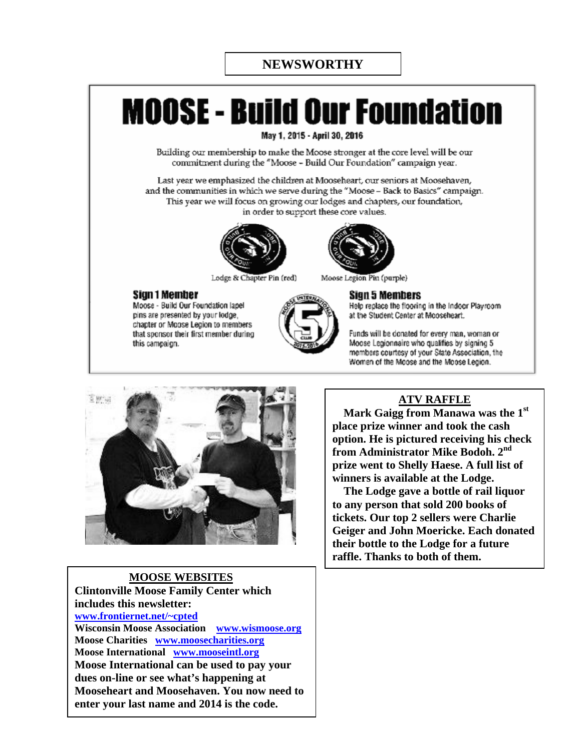## NEWSWORTHY

# MOOSE - Build Our Foundation

May 1, 2015 - April 30, 2016

Building our membership to make the Moose stronger at the core level will be our commitment during the "Moose - Build Our Foundation" campaign year.

Last year we emphasized the children at Mooseheart, our seniors at Moosehaven, and the communities in which we serve during the "Moose – Back to Basics" campaign. This year we will focus on growing our lodges and chapters, our foundation, in order to support these core values.

Lodge & Chapter Pin (red) Moose Legion Pin (purple)

### Sign 1 Member

Moose - Build Our Foundation lapel pins are presented by your lodge, chapter or Moose Legion to members that sponsor their first member during this campaign.

### Sign 5 Members

Help replace the flooring in the Indoor Playroom at the Student Center at Mooseheart.

Funds will be donated for every man, woman or Moose Legionnaire who qualifies by signing 5 members courtesy of your State Association, the Women of the Moose and the Moose Legion.

## ATV RAFFLE

**Mark Gaigg from Manawa was the 1st place prize winner and took the cash option. He is pictured receiving his check from Administrator Mike Bodoh. 2nd prize went to Shelly Haese. A full list of winners is available at the Lodge.**

**The Lodge gave a bottle of rail liquor to any person that sold 200 books of tickets. Our top 2 sellers were Charlie Geiger and John Moericke. Each donated their bottle to the Lodge for a future raffle. Thanks to both of them.**

## MOOSE WEBSITES

**Clintonville Moose Family Center which includes this newsletter:**
**www.frontiernet.net/~cpted**
**Wisconsin Moose Association www.wismoose.org**
**Moose Charities www.moosecharities.org**
**Moose International www.mooseintl.org**
**Moose International can be used to pay your dues on-line or see what's happening at Mooseheart and Moosehaven. You now need to enter your last name and 2014 is the code.**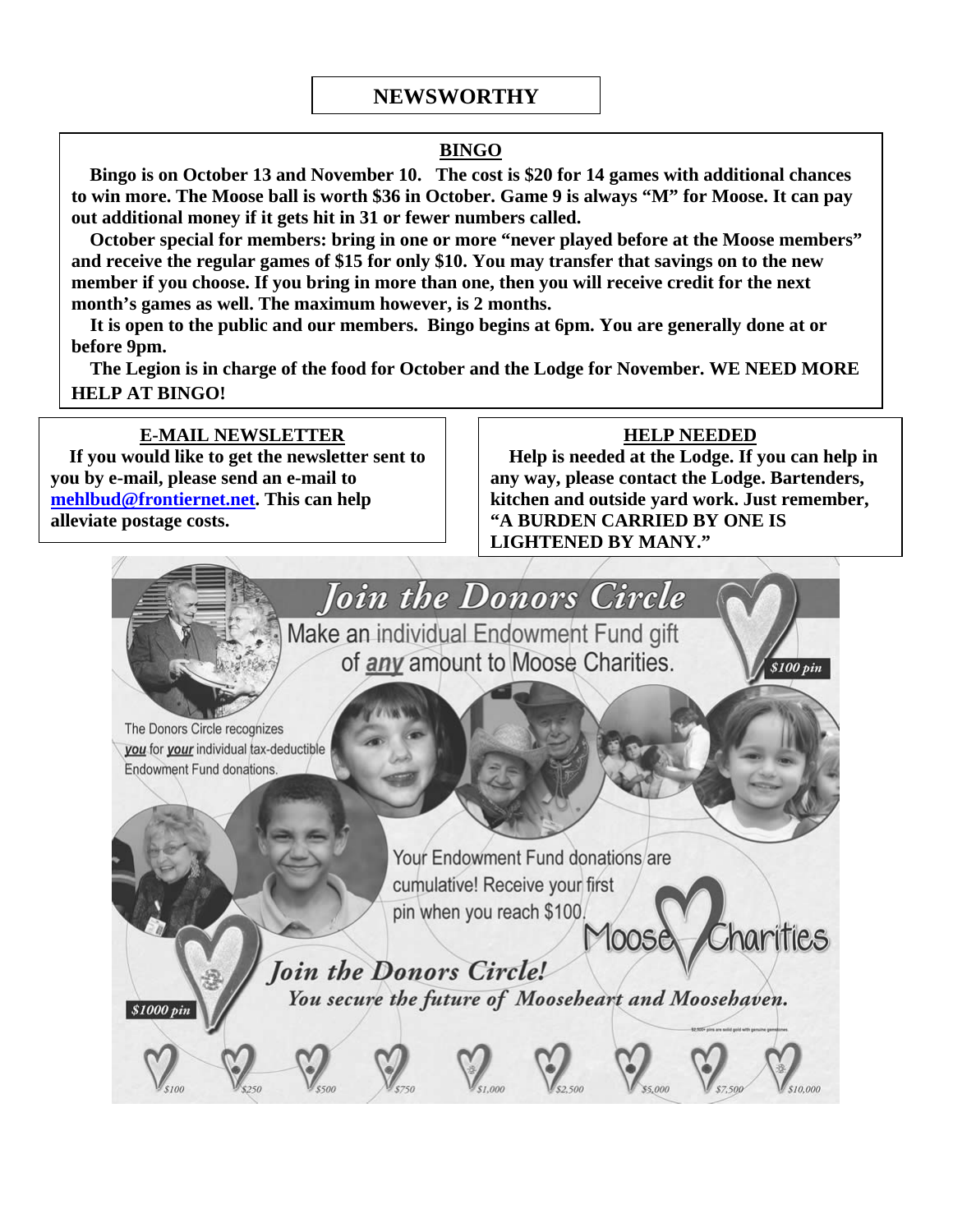# NEWSWORTHY

## BINGO

**Bingo is on October 13 and November 10. The cost is $20 for 14 games with additional chances to win more. The Moose ball is worth $36 in October. Game 9 is always "M" for Moose. It can pay out additional money if it gets hit in 31 or fewer numbers called.**

**October special for members: bring in one or more "never played before at the Moose members" and receive the regular games of $15 for only $10. You may transfer that savings on to the new member if you choose. If you bring in more than one, then you will receive credit for the next month's games as well. The maximum however, is 2 months.**

**It is open to the public and our members. Bingo begins at 6pm. You are generally done at or before 9pm.**

**The Legion is in charge of the food for October and the Lodge for November. WE NEED MORE HELP AT BINGO!**

## E-MAIL NEWSLETTER

**If you would like to get the newsletter sent to you by e-mail, please send an e-mail to [mehlbud@frontiernet.net](mailto:mehlbud@frontiernet.net). This can help alleviate postage costs.**

## HELP NEEDED

**Help is needed at the Lodge. If you can help in any way, please contact the Lodge. Bartenders, kitchen and outside yard work. Just remember, "A BURDEN CARRIED BY ONE IS LIGHTENED BY MANY."**

## *Join the Donors Circle*

Make an individual Endowment Fund gift of ***any*** amount to Moose Charities.

*$100 pin*

The Donors Circle recognizes ***you*** for ***your*** individual tax-deductible Endowment Fund donations.

Your Endowment Fund donations are cumulative! Receive your first pin when you reach $100.

Moose Charities

***Join the Donors Circle!***

*You secure the future of Mooseheart and Moosehaven.*

*$1000 pin*

$100 · $250 · $500 · $750 · $1,000 · $2,500 · $5,000 · $7,500 · $10,000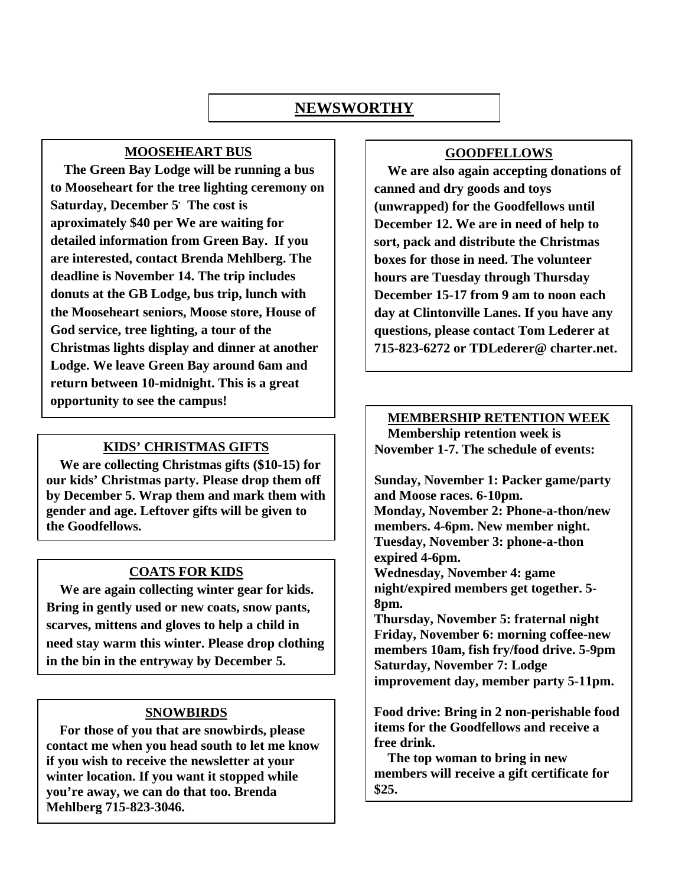# NEWSWORTHY

## MOOSEHEART BUS

**The Green Bay Lodge will be running a bus to Mooseheart for the tree lighting ceremony on Saturday, December 5. The cost is aproximately $40 per We are waiting for detailed information from Green Bay. If you are interested, contact Brenda Mehlberg. The deadline is November 14. The trip includes donuts at the GB Lodge, bus trip, lunch with the Mooseheart seniors, Moose store, House of God service, tree lighting, a tour of the Christmas lights display and dinner at another Lodge. We leave Green Bay around 6am and return between 10-midnight. This is a great opportunity to see the campus!**

## KIDS' CHRISTMAS GIFTS

**We are collecting Christmas gifts ($10-15) for our kids' Christmas party. Please drop them off by December 5. Wrap them and mark them with gender and age. Leftover gifts will be given to the Goodfellows.**

## COATS FOR KIDS

**We are again collecting winter gear for kids. Bring in gently used or new coats, snow pants, scarves, mittens and gloves to help a child in need stay warm this winter. Please drop clothing in the bin in the entryway by December 5.**

## SNOWBIRDS

**For those of you that are snowbirds, please contact me when you head south to let me know if you wish to receive the newsletter at your winter location. If you want it stopped while you're away, we can do that too. Brenda Mehlberg 715-823-3046.**

## GOODFELLOWS

**We are also again accepting donations of canned and dry goods and toys (unwrapped) for the Goodfellows until December 12. We are in need of help to sort, pack and distribute the Christmas boxes for those in need. The volunteer hours are Tuesday through Thursday December 15-17 from 9 am to noon each day at Clintonville Lanes. If you have any questions, please contact Tom Lederer at 715-823-6272 or TDLederer@ charter.net.**

## MEMBERSHIP RETENTION WEEK

**Membership retention week is November 1-7. The schedule of events:**

**Sunday, November 1: Packer game/party and Moose races. 6-10pm.**
**Monday, November 2: Phone-a-thon/new members. 4-6pm. New member night.**
**Tuesday, November 3: phone-a-thon expired 4-6pm.**
**Wednesday, November 4: game night/expired members get together. 5-8pm.**
**Thursday, November 5: fraternal night**
**Friday, November 6: morning coffee-new members 10am, fish fry/food drive. 5-9pm**
**Saturday, November 7: Lodge improvement day, member party 5-11pm.**

**Food drive: Bring in 2 non-perishable food items for the Goodfellows and receive a free drink.**

**The top woman to bring in new members will receive a gift certificate for $25.**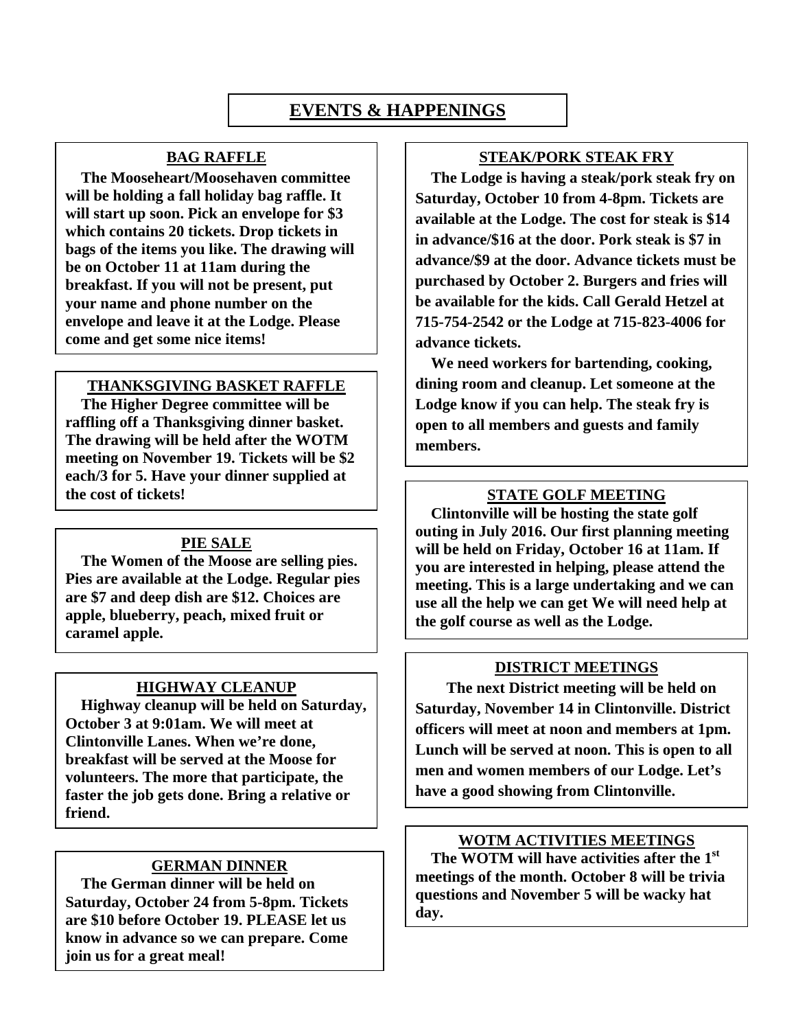# EVENTS & HAPPENINGS

## BAG RAFFLE

**The Mooseheart/Moosehaven committee will be holding a fall holiday bag raffle. It will start up soon. Pick an envelope for $3 which contains 20 tickets. Drop tickets in bags of the items you like. The drawing will be on October 11 at 11am during the breakfast. If you will not be present, put your name and phone number on the envelope and leave it at the Lodge. Please come and get some nice items!**

## THANKSGIVING BASKET RAFFLE

**The Higher Degree committee will be raffling off a Thanksgiving dinner basket. The drawing will be held after the WOTM meeting on November 19. Tickets will be $2 each/3 for 5. Have your dinner supplied at the cost of tickets!**

## PIE SALE

**The Women of the Moose are selling pies. Pies are available at the Lodge. Regular pies are $7 and deep dish are $12. Choices are apple, blueberry, peach, mixed fruit or caramel apple.**

## HIGHWAY CLEANUP

**Highway cleanup will be held on Saturday, October 3 at 9:01am. We will meet at Clintonville Lanes. When we're done, breakfast will be served at the Moose for volunteers. The more that participate, the faster the job gets done. Bring a relative or friend.**

## GERMAN DINNER

**The German dinner will be held on Saturday, October 24 from 5-8pm. Tickets are $10 before October 19. PLEASE let us know in advance so we can prepare. Come join us for a great meal!**

## STEAK/PORK STEAK FRY

**The Lodge is having a steak/pork steak fry on Saturday, October 10 from 4-8pm. Tickets are available at the Lodge. The cost for steak is $14 in advance/$16 at the door. Pork steak is $7 in advance/$9 at the door. Advance tickets must be purchased by October 2. Burgers and fries will be available for the kids. Call Gerald Hetzel at 715-754-2542 or the Lodge at 715-823-4006 for advance tickets.**

**We need workers for bartending, cooking, dining room and cleanup. Let someone at the Lodge know if you can help. The steak fry is open to all members and guests and family members.**

## STATE GOLF MEETING

**Clintonville will be hosting the state golf outing in July 2016. Our first planning meeting will be held on Friday, October 16 at 11am. If you are interested in helping, please attend the meeting. This is a large undertaking and we can use all the help we can get We will need help at the golf course as well as the Lodge.**

## DISTRICT MEETINGS

**The next District meeting will be held on Saturday, November 14 in Clintonville. District officers will meet at noon and members at 1pm. Lunch will be served at noon. This is open to all men and women members of our Lodge. Let's have a good showing from Clintonville.**

## WOTM ACTIVITIES MEETINGS

**The WOTM will have activities after the 1st meetings of the month. October 8 will be trivia questions and November 5 will be wacky hat day.**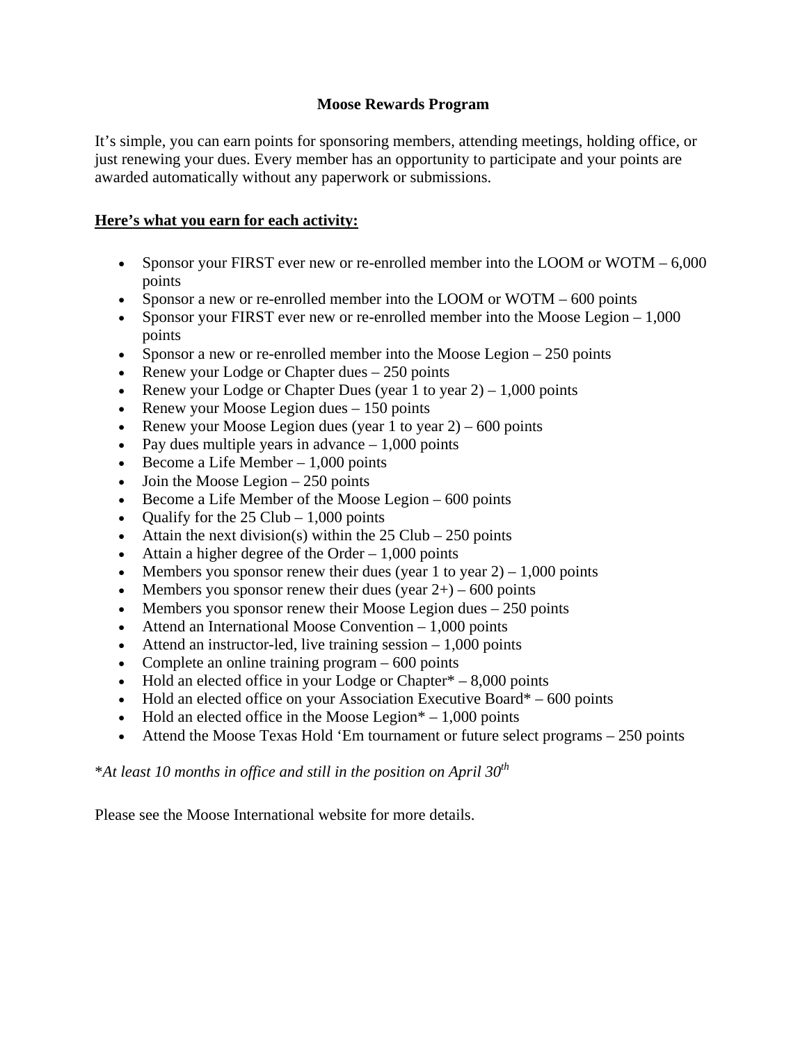# Moose Rewards Program

It's simple, you can earn points for sponsoring members, attending meetings, holding office, or just renewing your dues. Every member has an opportunity to participate and your points are awarded automatically without any paperwork or submissions.

**<u>Here's what you earn for each activity:</u>**

- Sponsor your FIRST ever new or re-enrolled member into the LOOM or WOTM – 6,000 points
- Sponsor a new or re-enrolled member into the LOOM or WOTM – 600 points
- Sponsor your FIRST ever new or re-enrolled member into the Moose Legion – 1,000 points
- Sponsor a new or re-enrolled member into the Moose Legion – 250 points
- Renew your Lodge or Chapter dues – 250 points
- Renew your Lodge or Chapter Dues (year 1 to year 2) – 1,000 points
- Renew your Moose Legion dues – 150 points
- Renew your Moose Legion dues (year 1 to year 2) – 600 points
- Pay dues multiple years in advance – 1,000 points
- Become a Life Member – 1,000 points
- Join the Moose Legion – 250 points
- Become a Life Member of the Moose Legion – 600 points
- Qualify for the 25 Club – 1,000 points
- Attain the next division(s) within the 25 Club – 250 points
- Attain a higher degree of the Order – 1,000 points
- Members you sponsor renew their dues (year 1 to year 2) – 1,000 points
- Members you sponsor renew their dues (year 2+) – 600 points
- Members you sponsor renew their Moose Legion dues – 250 points
- Attend an International Moose Convention – 1,000 points
- Attend an instructor-led, live training session – 1,000 points
- Complete an online training program – 600 points
- Hold an elected office in your Lodge or Chapter* – 8,000 points
- Hold an elected office on your Association Executive Board* – 600 points
- Hold an elected office in the Moose Legion* – 1,000 points
- Attend the Moose Texas Hold 'Em tournament or future select programs – 250 points

**At least 10 months in office and still in the position on April 30th*

Please see the Moose International website for more details.